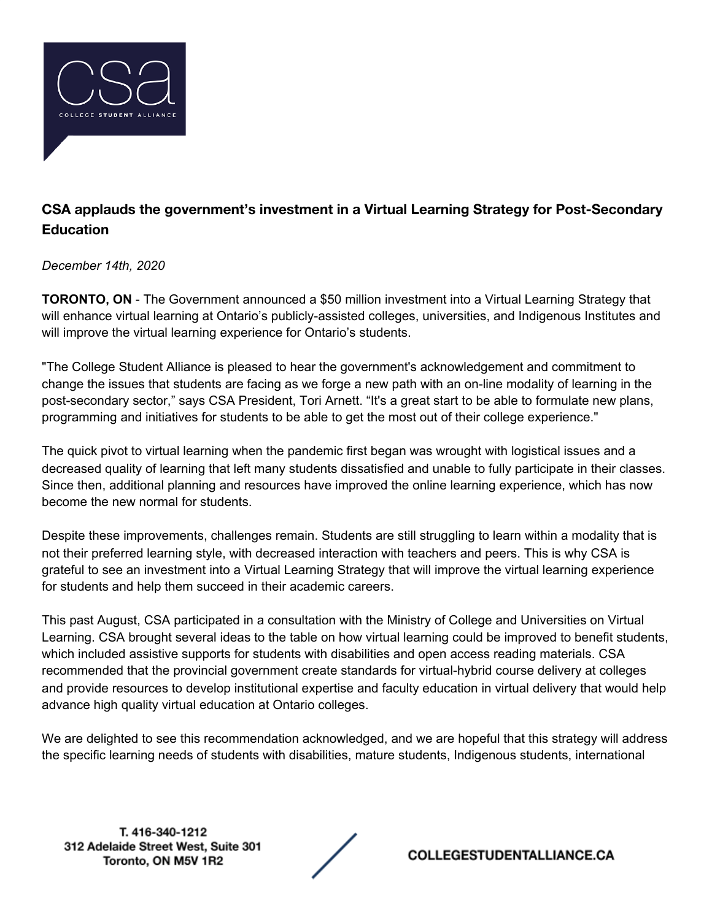# CSA applauds the government's investment in a Virtual Learning Strategy for Post-Secondary Education

*December 14th, 2020*

**TORONTO, ON** - The Government announced a $50 million investment into a Virtual Learning Strategy that will enhance virtual learning at Ontario's publicly-assisted colleges, universities, and Indigenous Institutes and will improve the virtual learning experience for Ontario's students.

"The College Student Alliance is pleased to hear the government's acknowledgement and commitment to change the issues that students are facing as we forge a new path with an on-line modality of learning in the post-secondary sector," says CSA President, Tori Arnett. "It's a great start to be able to formulate new plans, programming and initiatives for students to be able to get the most out of their college experience."

The quick pivot to virtual learning when the pandemic first began was wrought with logistical issues and a decreased quality of learning that left many students dissatisfied and unable to fully participate in their classes. Since then, additional planning and resources have improved the online learning experience, which has now become the new normal for students.

Despite these improvements, challenges remain. Students are still struggling to learn within a modality that is not their preferred learning style, with decreased interaction with teachers and peers. This is why CSA is grateful to see an investment into a Virtual Learning Strategy that will improve the virtual learning experience for students and help them succeed in their academic careers.

This past August, CSA participated in a consultation with the Ministry of College and Universities on Virtual Learning. CSA brought several ideas to the table on how virtual learning could be improved to benefit students, which included assistive supports for students with disabilities and open access reading materials. CSA recommended that the provincial government create standards for virtual-hybrid course delivery at colleges and provide resources to develop institutional expertise and faculty education in virtual delivery that would help advance high quality virtual education at Ontario colleges.

We are delighted to see this recommendation acknowledged, and we are hopeful that this strategy will address the specific learning needs of students with disabilities, mature students, Indigenous students, international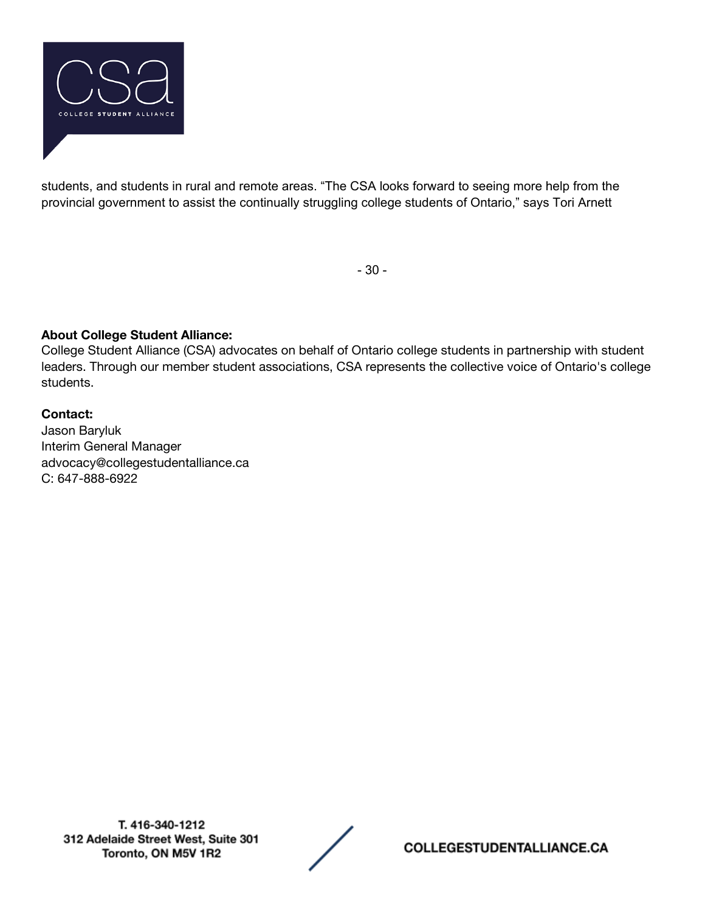students, and students in rural and remote areas. "The CSA looks forward to seeing more help from the provincial government to assist the continually struggling college students of Ontario," says Tori Arnett

- 30 -

**About College Student Alliance:**
College Student Alliance (CSA) advocates on behalf of Ontario college students in partnership with student leaders. Through our member student associations, CSA represents the collective voice of Ontario's college students.

**Contact:**
Jason Baryluk
Interim General Manager
advocacy@collegestudentalliance.ca
C: 647-888-6922

T. 416-340-1212
312 Adelaide Street West, Suite 301
Toronto, ON M5V 1R2

COLLEGESTUDENTALLIANCE.CA